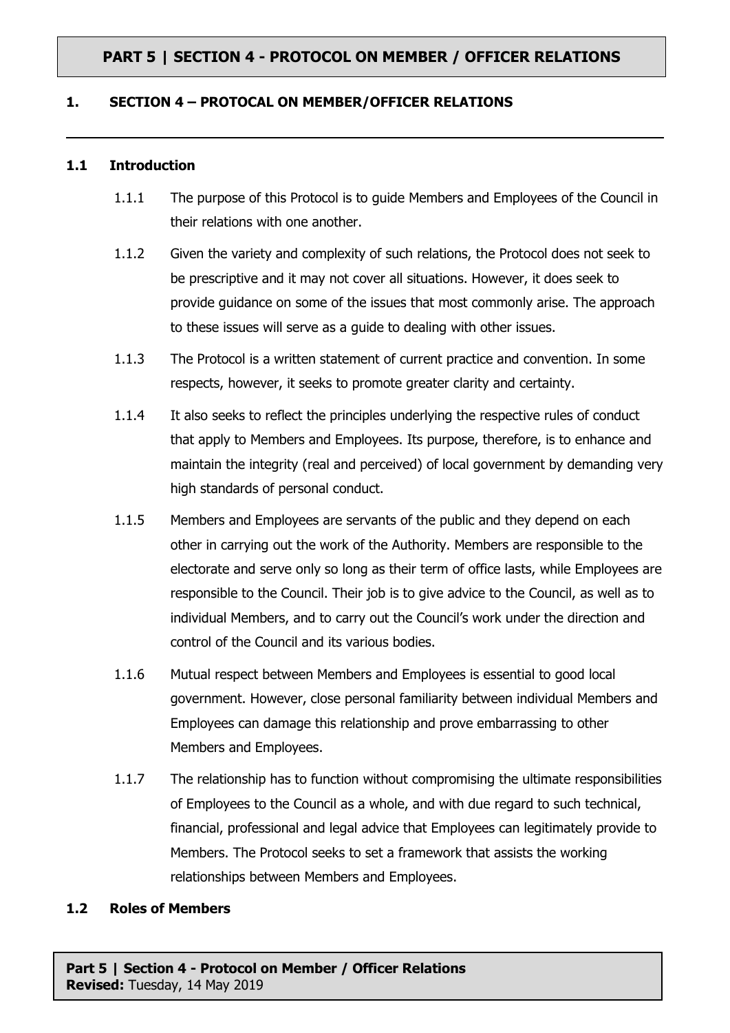# PART 5 | SECTION 4 - PROTOCOL ON MEMBER / OFFICER RELATIONS

## 1. SECTION 4 – PROTOCAL ON MEMBER/OFFICER RELATIONS

---

### 1.1 Introduction

1.1.1 The purpose of this Protocol is to guide Members and Employees of the Council in their relations with one another.

1.1.2 Given the variety and complexity of such relations, the Protocol does not seek to be prescriptive and it may not cover all situations. However, it does seek to provide guidance on some of the issues that most commonly arise. The approach to these issues will serve as a guide to dealing with other issues.

1.1.3 The Protocol is a written statement of current practice and convention. In some respects, however, it seeks to promote greater clarity and certainty.

1.1.4 It also seeks to reflect the principles underlying the respective rules of conduct that apply to Members and Employees. Its purpose, therefore, is to enhance and maintain the integrity (real and perceived) of local government by demanding very high standards of personal conduct.

1.1.5 Members and Employees are servants of the public and they depend on each other in carrying out the work of the Authority. Members are responsible to the electorate and serve only so long as their term of office lasts, while Employees are responsible to the Council. Their job is to give advice to the Council, as well as to individual Members, and to carry out the Council's work under the direction and control of the Council and its various bodies.

1.1.6 Mutual respect between Members and Employees is essential to good local government. However, close personal familiarity between individual Members and Employees can damage this relationship and prove embarrassing to other Members and Employees.

1.1.7 The relationship has to function without compromising the ultimate responsibilities of Employees to the Council as a whole, and with due regard to such technical, financial, professional and legal advice that Employees can legitimately provide to Members. The Protocol seeks to set a framework that assists the working relationships between Members and Employees.

### 1.2 Roles of Members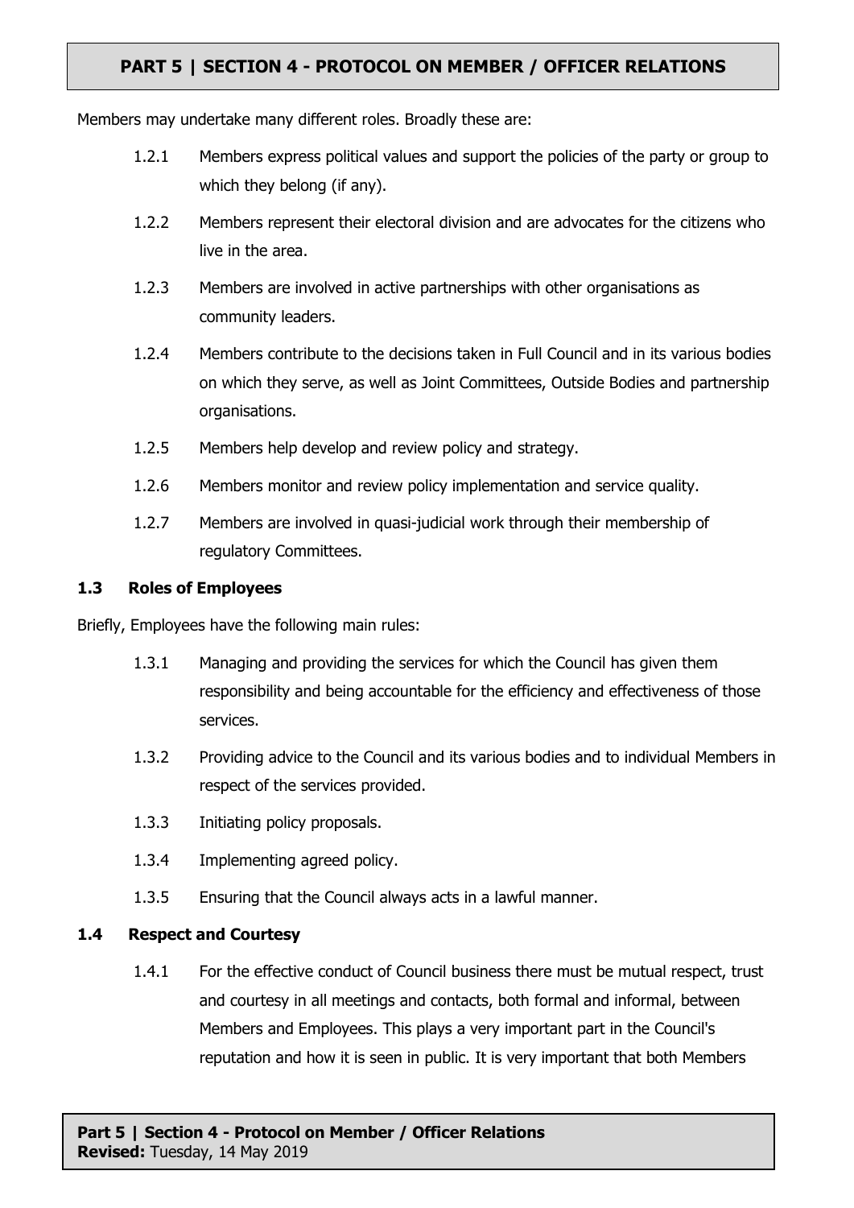Members may undertake many different roles. Broadly these are:

1.2.1 Members express political values and support the policies of the party or group to which they belong (if any).

1.2.2 Members represent their electoral division and are advocates for the citizens who live in the area.

1.2.3 Members are involved in active partnerships with other organisations as community leaders.

1.2.4 Members contribute to the decisions taken in Full Council and in its various bodies on which they serve, as well as Joint Committees, Outside Bodies and partnership organisations.

1.2.5 Members help develop and review policy and strategy.

1.2.6 Members monitor and review policy implementation and service quality.

1.2.7 Members are involved in quasi-judicial work through their membership of regulatory Committees.

### 1.3 Roles of Employees

Briefly, Employees have the following main rules:

1.3.1 Managing and providing the services for which the Council has given them responsibility and being accountable for the efficiency and effectiveness of those services.

1.3.2 Providing advice to the Council and its various bodies and to individual Members in respect of the services provided.

1.3.3 Initiating policy proposals.

1.3.4 Implementing agreed policy.

1.3.5 Ensuring that the Council always acts in a lawful manner.

### 1.4 Respect and Courtesy

1.4.1 For the effective conduct of Council business there must be mutual respect, trust and courtesy in all meetings and contacts, both formal and informal, between Members and Employees. This plays a very important part in the Council's reputation and how it is seen in public. It is very important that both Members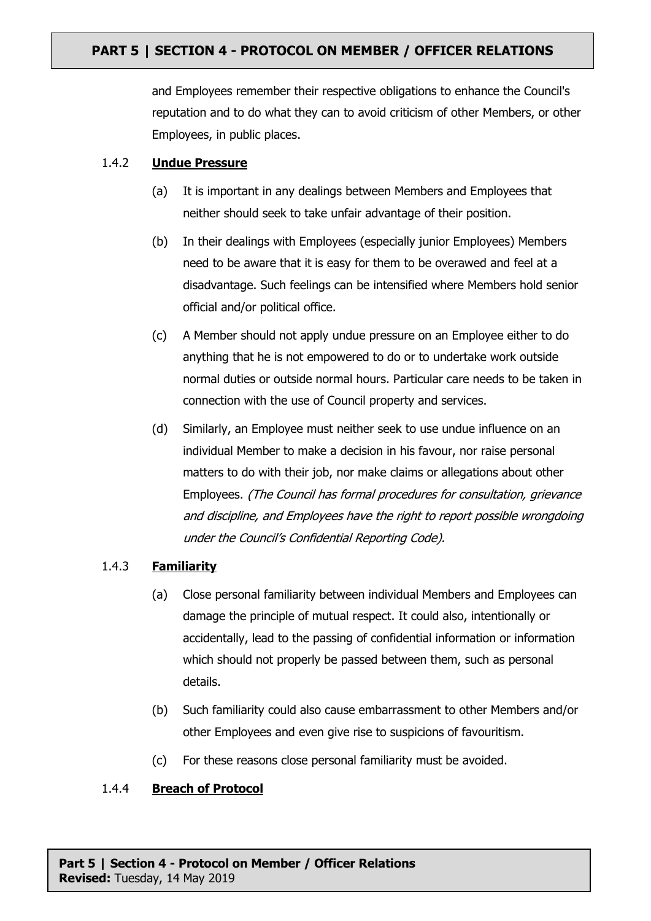and Employees remember their respective obligations to enhance the Council's reputation and to do what they can to avoid criticism of other Members, or other Employees, in public places.

#### 1.4.2 **Undue Pressure**

(a) It is important in any dealings between Members and Employees that neither should seek to take unfair advantage of their position.

(b) In their dealings with Employees (especially junior Employees) Members need to be aware that it is easy for them to be overawed and feel at a disadvantage. Such feelings can be intensified where Members hold senior official and/or political office.

(c) A Member should not apply undue pressure on an Employee either to do anything that he is not empowered to do or to undertake work outside normal duties or outside normal hours. Particular care needs to be taken in connection with the use of Council property and services.

(d) Similarly, an Employee must neither seek to use undue influence on an individual Member to make a decision in his favour, nor raise personal matters to do with their job, nor make claims or allegations about other Employees. *(The Council has formal procedures for consultation, grievance and discipline, and Employees have the right to report possible wrongdoing under the Council's Confidential Reporting Code).*

#### 1.4.3 **Familiarity**

(a) Close personal familiarity between individual Members and Employees can damage the principle of mutual respect. It could also, intentionally or accidentally, lead to the passing of confidential information or information which should not properly be passed between them, such as personal details.

(b) Such familiarity could also cause embarrassment to other Members and/or other Employees and even give rise to suspicions of favouritism.

(c) For these reasons close personal familiarity must be avoided.

#### 1.4.4 **Breach of Protocol**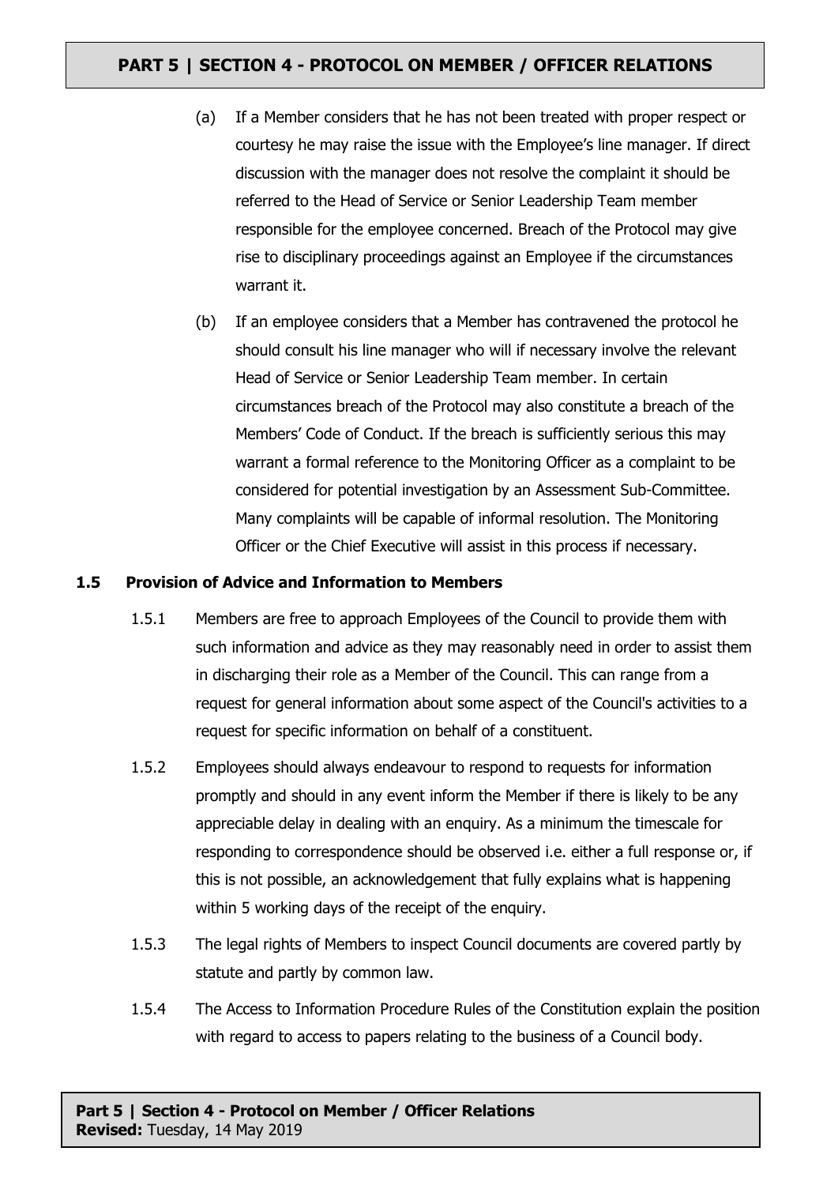(a) If a Member considers that he has not been treated with proper respect or courtesy he may raise the issue with the Employee's line manager. If direct discussion with the manager does not resolve the complaint it should be referred to the Head of Service or Senior Leadership Team member responsible for the employee concerned. Breach of the Protocol may give rise to disciplinary proceedings against an Employee if the circumstances warrant it.

(b) If an employee considers that a Member has contravened the protocol he should consult his line manager who will if necessary involve the relevant Head of Service or Senior Leadership Team member. In certain circumstances breach of the Protocol may also constitute a breach of the Members' Code of Conduct. If the breach is sufficiently serious this may warrant a formal reference to the Monitoring Officer as a complaint to be considered for potential investigation by an Assessment Sub-Committee. Many complaints will be capable of informal resolution. The Monitoring Officer or the Chief Executive will assist in this process if necessary.

### 1.5 Provision of Advice and Information to Members

1.5.1 Members are free to approach Employees of the Council to provide them with such information and advice as they may reasonably need in order to assist them in discharging their role as a Member of the Council. This can range from a request for general information about some aspect of the Council's activities to a request for specific information on behalf of a constituent.

1.5.2 Employees should always endeavour to respond to requests for information promptly and should in any event inform the Member if there is likely to be any appreciable delay in dealing with an enquiry. As a minimum the timescale for responding to correspondence should be observed i.e. either a full response or, if this is not possible, an acknowledgement that fully explains what is happening within 5 working days of the receipt of the enquiry.

1.5.3 The legal rights of Members to inspect Council documents are covered partly by statute and partly by common law.

1.5.4 The Access to Information Procedure Rules of the Constitution explain the position with regard to access to papers relating to the business of a Council body.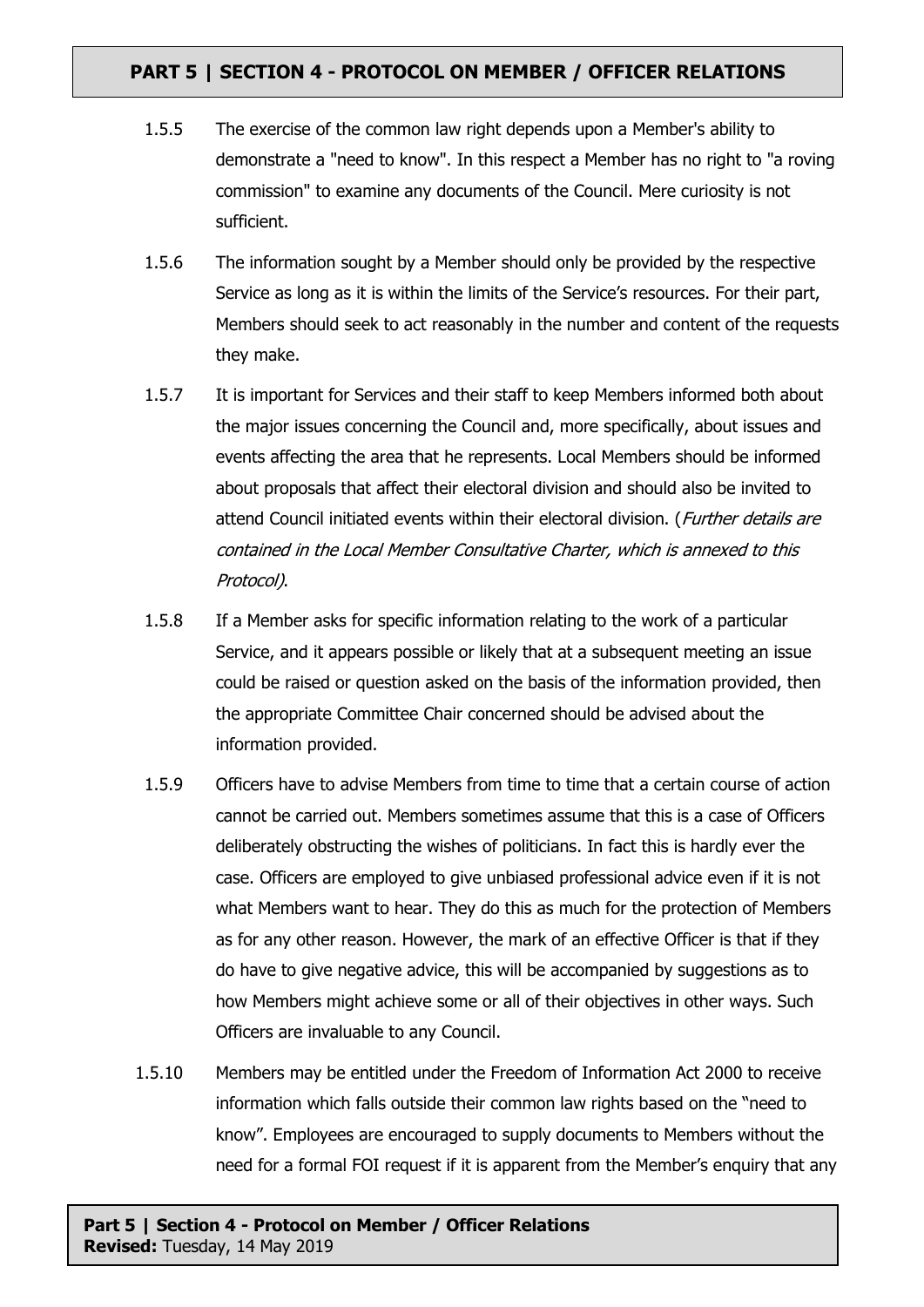1.5.5 The exercise of the common law right depends upon a Member's ability to demonstrate a "need to know". In this respect a Member has no right to "a roving commission" to examine any documents of the Council. Mere curiosity is not sufficient.

1.5.6 The information sought by a Member should only be provided by the respective Service as long as it is within the limits of the Service's resources. For their part, Members should seek to act reasonably in the number and content of the requests they make.

1.5.7 It is important for Services and their staff to keep Members informed both about the major issues concerning the Council and, more specifically, about issues and events affecting the area that he represents. Local Members should be informed about proposals that affect their electoral division and should also be invited to attend Council initiated events within their electoral division. (*Further details are contained in the Local Member Consultative Charter, which is annexed to this Protocol)*.

1.5.8 If a Member asks for specific information relating to the work of a particular Service, and it appears possible or likely that at a subsequent meeting an issue could be raised or question asked on the basis of the information provided, then the appropriate Committee Chair concerned should be advised about the information provided.

1.5.9 Officers have to advise Members from time to time that a certain course of action cannot be carried out. Members sometimes assume that this is a case of Officers deliberately obstructing the wishes of politicians. In fact this is hardly ever the case. Officers are employed to give unbiased professional advice even if it is not what Members want to hear. They do this as much for the protection of Members as for any other reason. However, the mark of an effective Officer is that if they do have to give negative advice, this will be accompanied by suggestions as to how Members might achieve some or all of their objectives in other ways. Such Officers are invaluable to any Council.

1.5.10 Members may be entitled under the Freedom of Information Act 2000 to receive information which falls outside their common law rights based on the "need to know". Employees are encouraged to supply documents to Members without the need for a formal FOI request if it is apparent from the Member's enquiry that any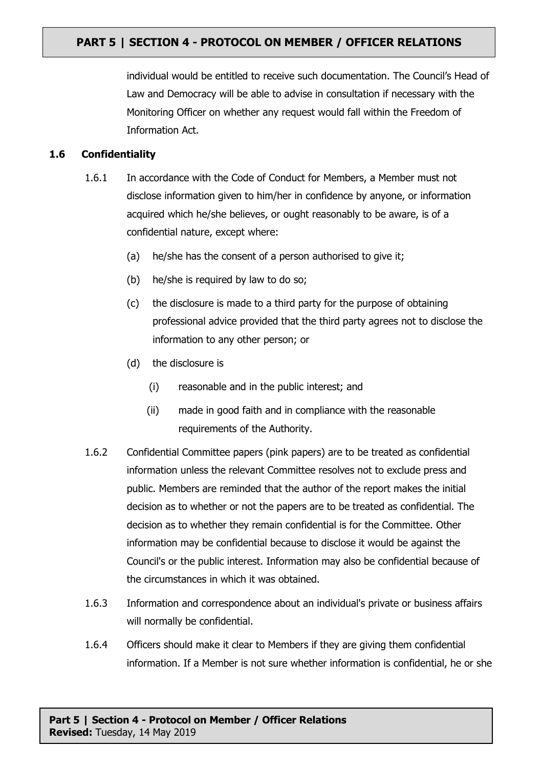individual would be entitled to receive such documentation. The Council's Head of Law and Democracy will be able to advise in consultation if necessary with the Monitoring Officer on whether any request would fall within the Freedom of Information Act.

### 1.6 Confidentiality

1.6.1 In accordance with the Code of Conduct for Members, a Member must not disclose information given to him/her in confidence by anyone, or information acquired which he/she believes, or ought reasonably to be aware, is of a confidential nature, except where:

(a) he/she has the consent of a person authorised to give it;

(b) he/she is required by law to do so;

(c) the disclosure is made to a third party for the purpose of obtaining professional advice provided that the third party agrees not to disclose the information to any other person; or

(d) the disclosure is

(i) reasonable and in the public interest; and

(ii) made in good faith and in compliance with the reasonable requirements of the Authority.

1.6.2 Confidential Committee papers (pink papers) are to be treated as confidential information unless the relevant Committee resolves not to exclude press and public. Members are reminded that the author of the report makes the initial decision as to whether or not the papers are to be treated as confidential. The decision as to whether they remain confidential is for the Committee. Other information may be confidential because to disclose it would be against the Council's or the public interest. Information may also be confidential because of the circumstances in which it was obtained.

1.6.3 Information and correspondence about an individual's private or business affairs will normally be confidential.

1.6.4 Officers should make it clear to Members if they are giving them confidential information. If a Member is not sure whether information is confidential, he or she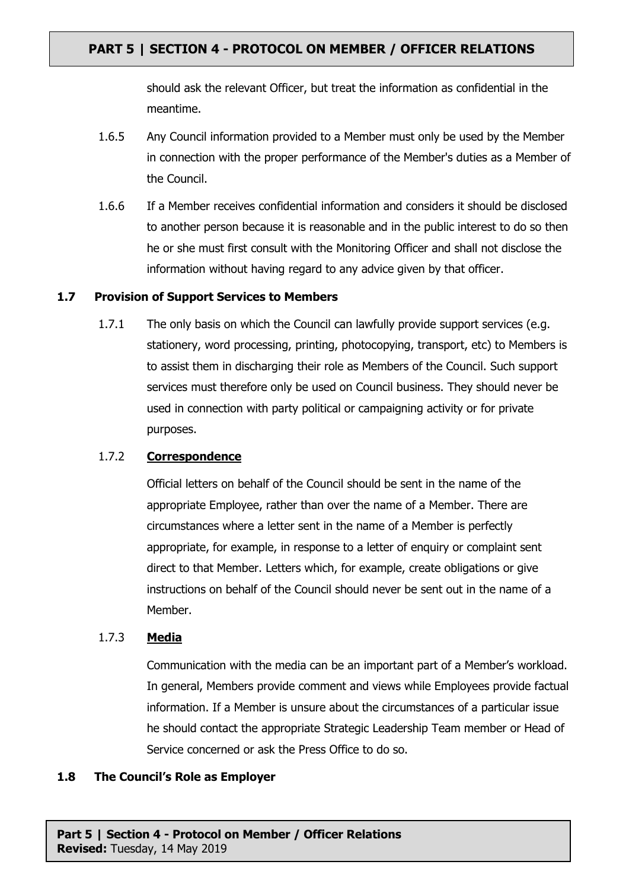should ask the relevant Officer, but treat the information as confidential in the meantime.

1.6.5 Any Council information provided to a Member must only be used by the Member in connection with the proper performance of the Member's duties as a Member of the Council.

1.6.6 If a Member receives confidential information and considers it should be disclosed to another person because it is reasonable and in the public interest to do so then he or she must first consult with the Monitoring Officer and shall not disclose the information without having regard to any advice given by that officer.

### 1.7 Provision of Support Services to Members

1.7.1 The only basis on which the Council can lawfully provide support services (e.g. stationery, word processing, printing, photocopying, transport, etc) to Members is to assist them in discharging their role as Members of the Council. Such support services must therefore only be used on Council business. They should never be used in connection with party political or campaigning activity or for private purposes.

1.7.2 **Correspondence**

Official letters on behalf of the Council should be sent in the name of the appropriate Employee, rather than over the name of a Member. There are circumstances where a letter sent in the name of a Member is perfectly appropriate, for example, in response to a letter of enquiry or complaint sent direct to that Member. Letters which, for example, create obligations or give instructions on behalf of the Council should never be sent out in the name of a Member.

1.7.3 **Media**

Communication with the media can be an important part of a Member's workload. In general, Members provide comment and views while Employees provide factual information. If a Member is unsure about the circumstances of a particular issue he should contact the appropriate Strategic Leadership Team member or Head of Service concerned or ask the Press Office to do so.

### 1.8 The Council's Role as Employer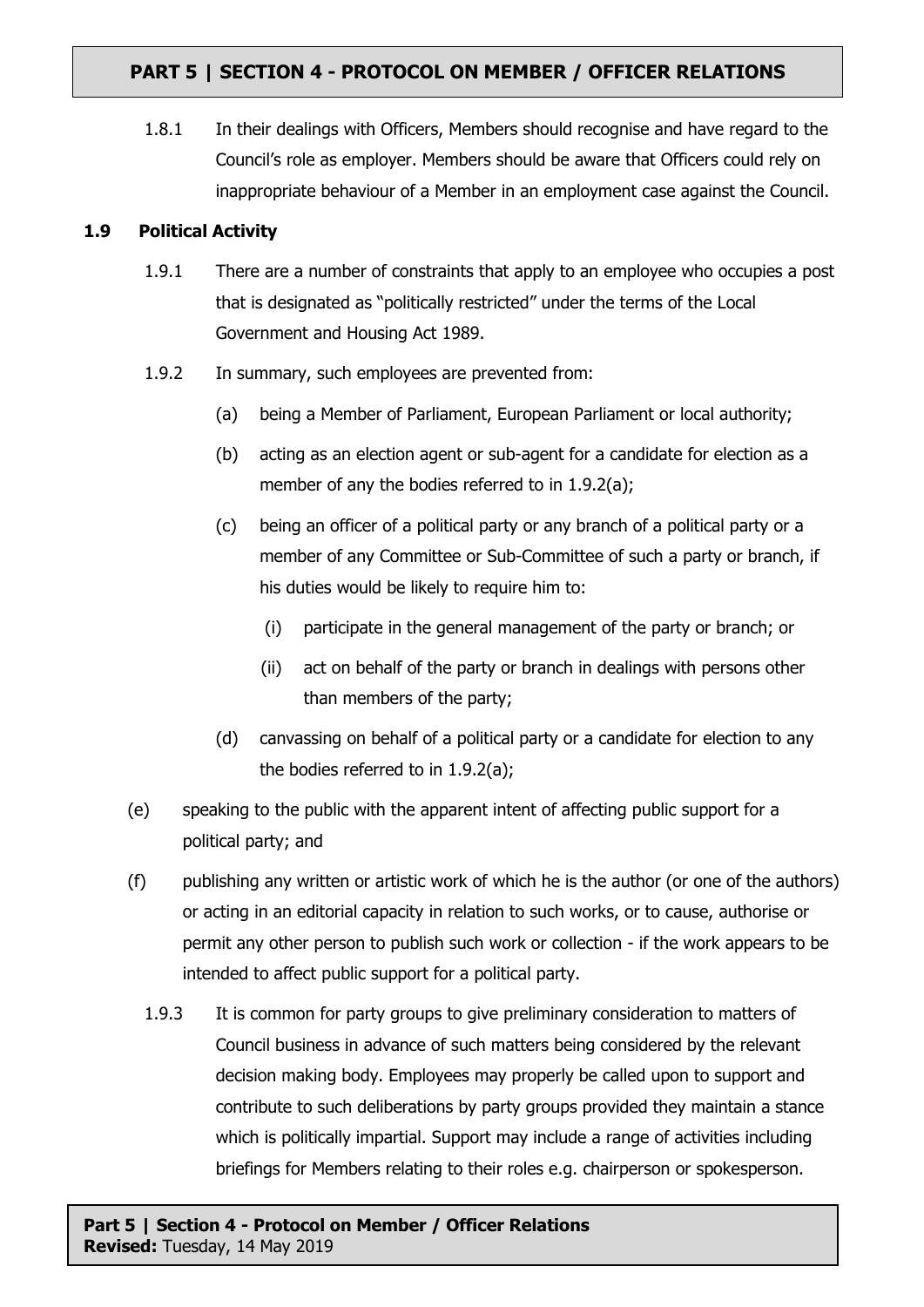1.8.1 In their dealings with Officers, Members should recognise and have regard to the Council's role as employer. Members should be aware that Officers could rely on inappropriate behaviour of a Member in an employment case against the Council.

### 1.9 Political Activity

1.9.1 There are a number of constraints that apply to an employee who occupies a post that is designated as "politically restricted" under the terms of the Local Government and Housing Act 1989.

1.9.2 In summary, such employees are prevented from:

(a) being a Member of Parliament, European Parliament or local authority;

(b) acting as an election agent or sub-agent for a candidate for election as a member of any the bodies referred to in 1.9.2(a);

(c) being an officer of a political party or any branch of a political party or a member of any Committee or Sub-Committee of such a party or branch, if his duties would be likely to require him to:

(i) participate in the general management of the party or branch; or

(ii) act on behalf of the party or branch in dealings with persons other than members of the party;

(d) canvassing on behalf of a political party or a candidate for election to any the bodies referred to in 1.9.2(a);

(e) speaking to the public with the apparent intent of affecting public support for a political party; and

(f) publishing any written or artistic work of which he is the author (or one of the authors) or acting in an editorial capacity in relation to such works, or to cause, authorise or permit any other person to publish such work or collection - if the work appears to be intended to affect public support for a political party.

1.9.3 It is common for party groups to give preliminary consideration to matters of Council business in advance of such matters being considered by the relevant decision making body. Employees may properly be called upon to support and contribute to such deliberations by party groups provided they maintain a stance which is politically impartial. Support may include a range of activities including briefings for Members relating to their roles e.g. chairperson or spokesperson.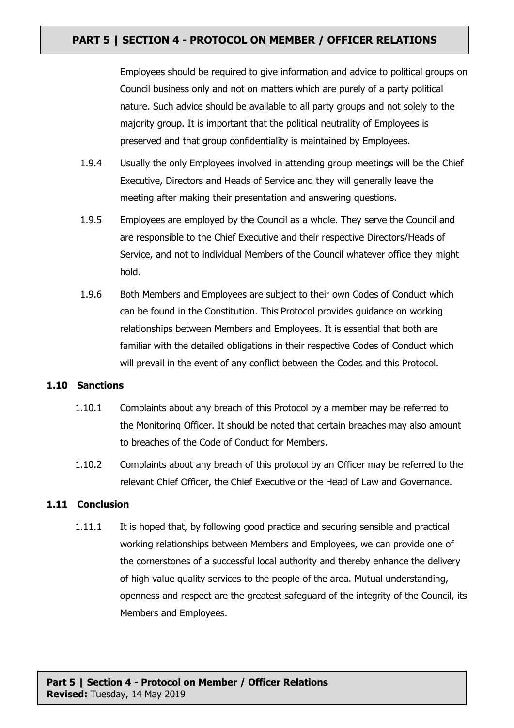Employees should be required to give information and advice to political groups on Council business only and not on matters which are purely of a party political nature. Such advice should be available to all party groups and not solely to the majority group. It is important that the political neutrality of Employees is preserved and that group confidentiality is maintained by Employees.

1.9.4 Usually the only Employees involved in attending group meetings will be the Chief Executive, Directors and Heads of Service and they will generally leave the meeting after making their presentation and answering questions.

1.9.5 Employees are employed by the Council as a whole. They serve the Council and are responsible to the Chief Executive and their respective Directors/Heads of Service, and not to individual Members of the Council whatever office they might hold.

1.9.6 Both Members and Employees are subject to their own Codes of Conduct which can be found in the Constitution. This Protocol provides guidance on working relationships between Members and Employees. It is essential that both are familiar with the detailed obligations in their respective Codes of Conduct which will prevail in the event of any conflict between the Codes and this Protocol.

### 1.10 Sanctions

1.10.1 Complaints about any breach of this Protocol by a member may be referred to the Monitoring Officer. It should be noted that certain breaches may also amount to breaches of the Code of Conduct for Members.

1.10.2 Complaints about any breach of this protocol by an Officer may be referred to the relevant Chief Officer, the Chief Executive or the Head of Law and Governance.

### 1.11 Conclusion

1.11.1 It is hoped that, by following good practice and securing sensible and practical working relationships between Members and Employees, we can provide one of the cornerstones of a successful local authority and thereby enhance the delivery of high value quality services to the people of the area. Mutual understanding, openness and respect are the greatest safeguard of the integrity of the Council, its Members and Employees.